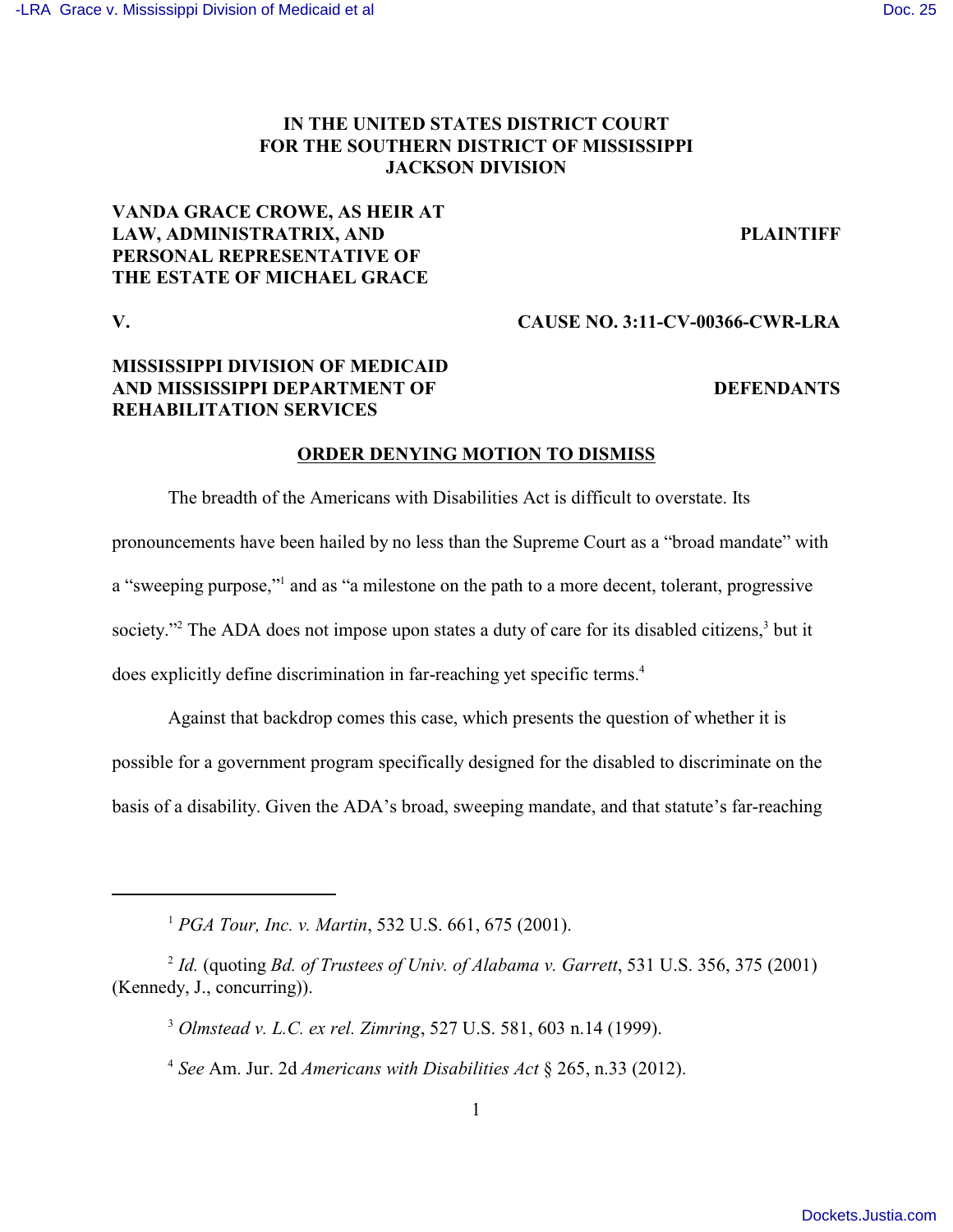**IN THE UNITED STATES DISTRICT COURT**
**FOR THE SOUTHERN DISTRICT OF MISSISSIPPI**
**JACKSON DIVISION**

**VANDA GRACE CROWE, AS HEIR AT LAW, ADMINISTRATRIX, AND PERSONAL REPRESENTATIVE OF THE ESTATE OF MICHAEL GRACE** — **PLAINTIFF**

**V.** — **CAUSE NO. 3:11-CV-00366-CWR-LRA**

**MISSISSIPPI DIVISION OF MEDICAID AND MISSISSIPPI DEPARTMENT OF REHABILITATION SERVICES** — **DEFENDANTS**

**ORDER DENYING MOTION TO DISMISS**

The breadth of the Americans with Disabilities Act is difficult to overstate. Its pronouncements have been hailed by no less than the Supreme Court as a "broad mandate" with a "sweeping purpose,"[1] and as "a milestone on the path to a more decent, tolerant, progressive society."[2] The ADA does not impose upon states a duty of care for its disabled citizens,[3] but it does explicitly define discrimination in far-reaching yet specific terms.[4]

Against that backdrop comes this case, which presents the question of whether it is possible for a government program specifically designed for the disabled to discriminate on the basis of a disability. Given the ADA's broad, sweeping mandate, and that statute's far-reaching

---

[1] *PGA Tour, Inc. v. Martin*, 532 U.S. 661, 675 (2001).

[2] *Id.* (quoting *Bd. of Trustees of Univ. of Alabama v. Garrett*, 531 U.S. 356, 375 (2001) (Kennedy, J., concurring)).

[3] *Olmstead v. L.C. ex rel. Zimring*, 527 U.S. 581, 603 n.14 (1999).

[4] *See* Am. Jur. 2d *Americans with Disabilities Act* § 265, n.33 (2012).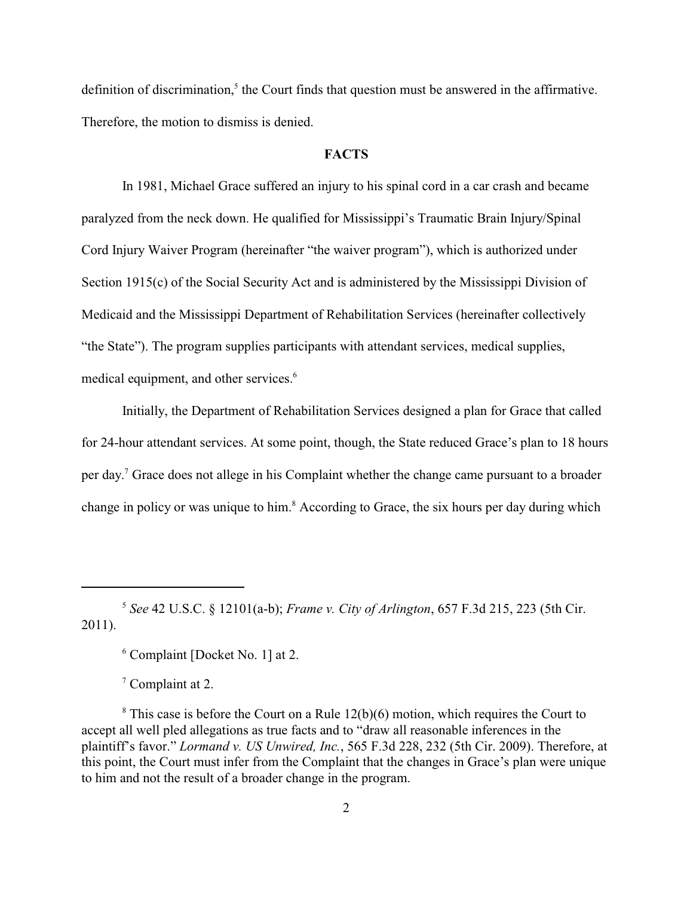definition of discrimination,[5] the Court finds that question must be answered in the affirmative. Therefore, the motion to dismiss is denied.

## FACTS

In 1981, Michael Grace suffered an injury to his spinal cord in a car crash and became paralyzed from the neck down. He qualified for Mississippi's Traumatic Brain Injury/Spinal Cord Injury Waiver Program (hereinafter "the waiver program"), which is authorized under Section 1915(c) of the Social Security Act and is administered by the Mississippi Division of Medicaid and the Mississippi Department of Rehabilitation Services (hereinafter collectively "the State"). The program supplies participants with attendant services, medical supplies, medical equipment, and other services.[6]

Initially, the Department of Rehabilitation Services designed a plan for Grace that called for 24-hour attendant services. At some point, though, the State reduced Grace's plan to 18 hours per day.[7] Grace does not allege in his Complaint whether the change came pursuant to a broader change in policy or was unique to him.[8] According to Grace, the six hours per day during which

---

[5] *See* 42 U.S.C. § 12101(a-b); *Frame v. City of Arlington*, 657 F.3d 215, 223 (5th Cir. 2011).

[6] Complaint [Docket No. 1] at 2.

[7] Complaint at 2.

[8] This case is before the Court on a Rule 12(b)(6) motion, which requires the Court to accept all well pled allegations as true facts and to "draw all reasonable inferences in the plaintiff's favor." *Lormand v. US Unwired, Inc.*, 565 F.3d 228, 232 (5th Cir. 2009). Therefore, at this point, the Court must infer from the Complaint that the changes in Grace's plan were unique to him and not the result of a broader change in the program.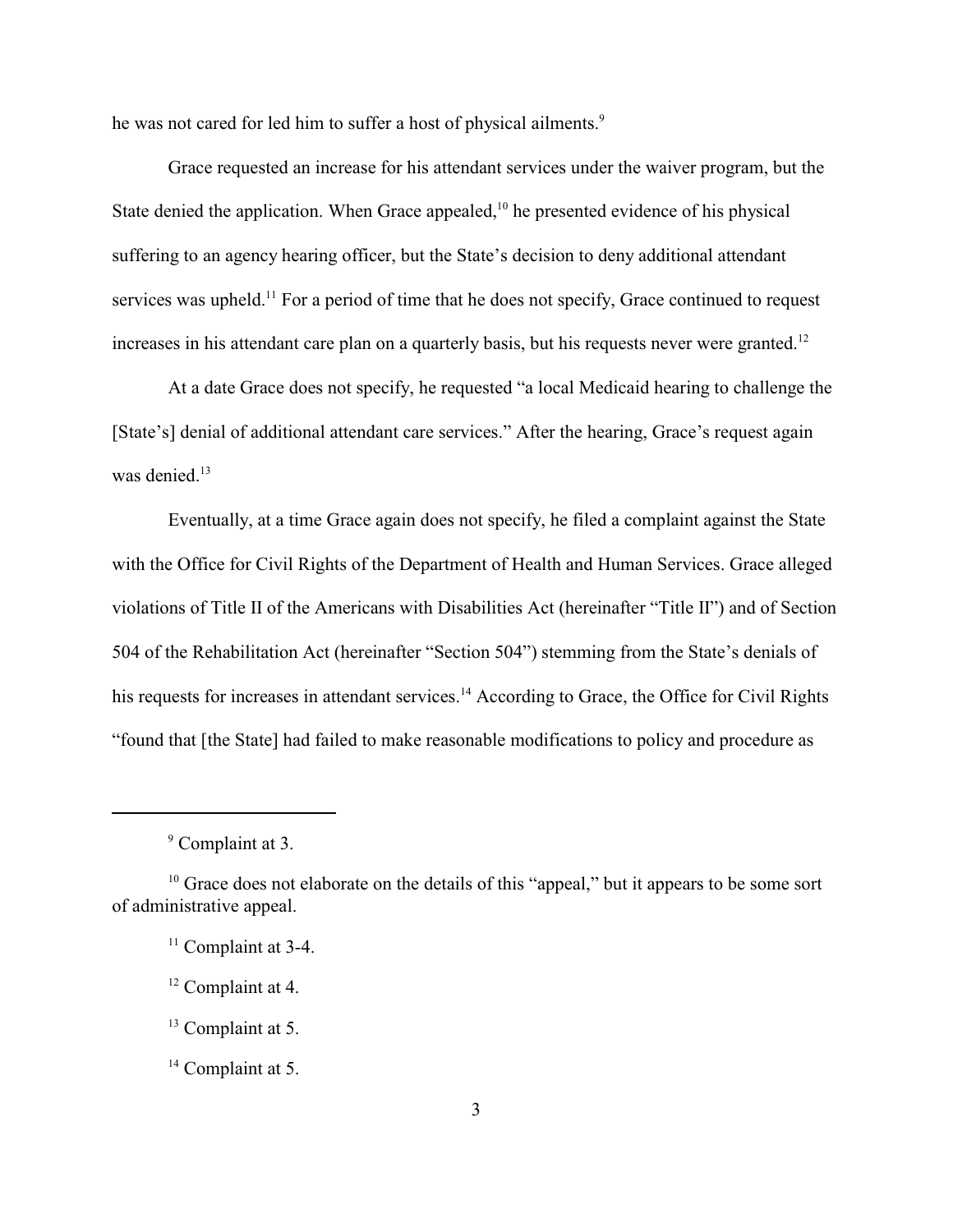he was not cared for led him to suffer a host of physical ailments.[9]

Grace requested an increase for his attendant services under the waiver program, but the State denied the application. When Grace appealed,[10] he presented evidence of his physical suffering to an agency hearing officer, but the State's decision to deny additional attendant services was upheld.[11] For a period of time that he does not specify, Grace continued to request increases in his attendant care plan on a quarterly basis, but his requests never were granted.[12]

At a date Grace does not specify, he requested "a local Medicaid hearing to challenge the [State's] denial of additional attendant care services." After the hearing, Grace's request again was denied.[13]

Eventually, at a time Grace again does not specify, he filed a complaint against the State with the Office for Civil Rights of the Department of Health and Human Services. Grace alleged violations of Title II of the Americans with Disabilities Act (hereinafter "Title II") and of Section 504 of the Rehabilitation Act (hereinafter "Section 504") stemming from the State's denials of his requests for increases in attendant services.[14] According to Grace, the Office for Civil Rights "found that [the State] had failed to make reasonable modifications to policy and procedure as

---

[9] Complaint at 3.

[10] Grace does not elaborate on the details of this "appeal," but it appears to be some sort of administrative appeal.

[11] Complaint at 3-4.

[12] Complaint at 4.

[13] Complaint at 5.

[14] Complaint at 5.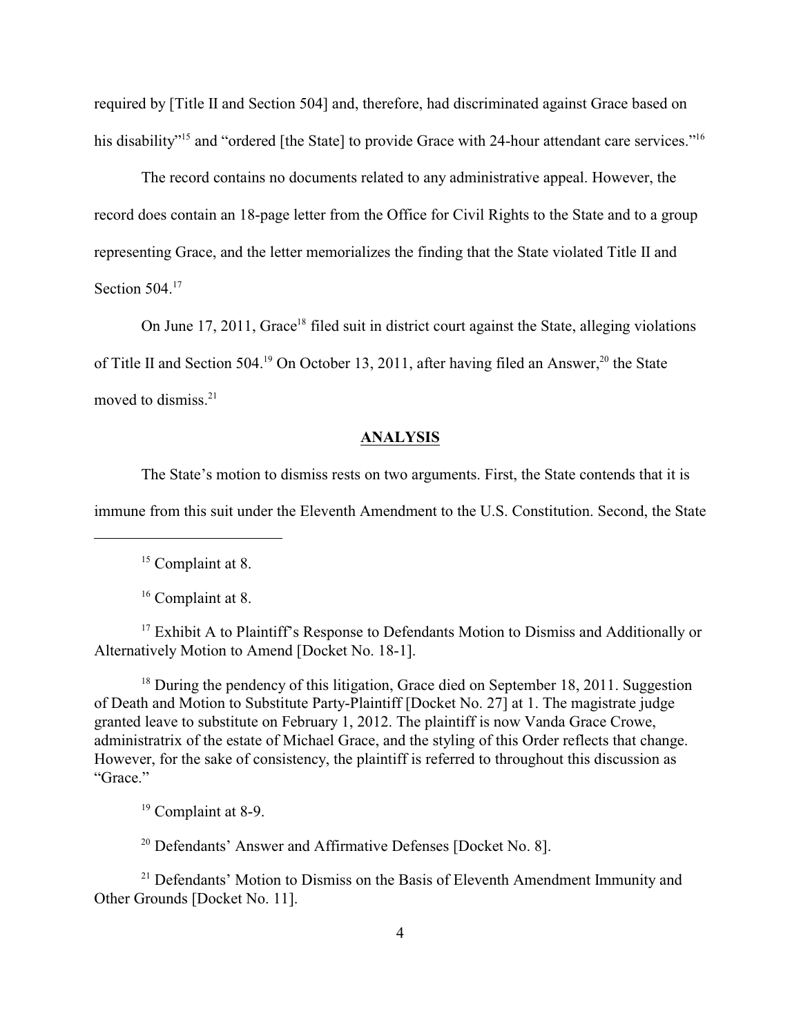required by [Title II and Section 504] and, therefore, had discriminated against Grace based on his disability"[15] and "ordered [the State] to provide Grace with 24-hour attendant care services."[16]

The record contains no documents related to any administrative appeal. However, the record does contain an 18-page letter from the Office for Civil Rights to the State and to a group representing Grace, and the letter memorializes the finding that the State violated Title II and Section 504.[17]

On June 17, 2011, Grace[18] filed suit in district court against the State, alleging violations of Title II and Section 504.[19] On October 13, 2011, after having filed an Answer,[20] the State moved to dismiss.[21]

## ANALYSIS

The State's motion to dismiss rests on two arguments. First, the State contends that it is immune from this suit under the Eleventh Amendment to the U.S. Constitution. Second, the State

---

[15] Complaint at 8.

[16] Complaint at 8.

[17] Exhibit A to Plaintiff's Response to Defendants Motion to Dismiss and Additionally or Alternatively Motion to Amend [Docket No. 18-1].

[18] During the pendency of this litigation, Grace died on September 18, 2011. Suggestion of Death and Motion to Substitute Party-Plaintiff [Docket No. 27] at 1. The magistrate judge granted leave to substitute on February 1, 2012. The plaintiff is now Vanda Grace Crowe, administratrix of the estate of Michael Grace, and the styling of this Order reflects that change. However, for the sake of consistency, the plaintiff is referred to throughout this discussion as "Grace."

[19] Complaint at 8-9.

[20] Defendants' Answer and Affirmative Defenses [Docket No. 8].

[21] Defendants' Motion to Dismiss on the Basis of Eleventh Amendment Immunity and Other Grounds [Docket No. 11].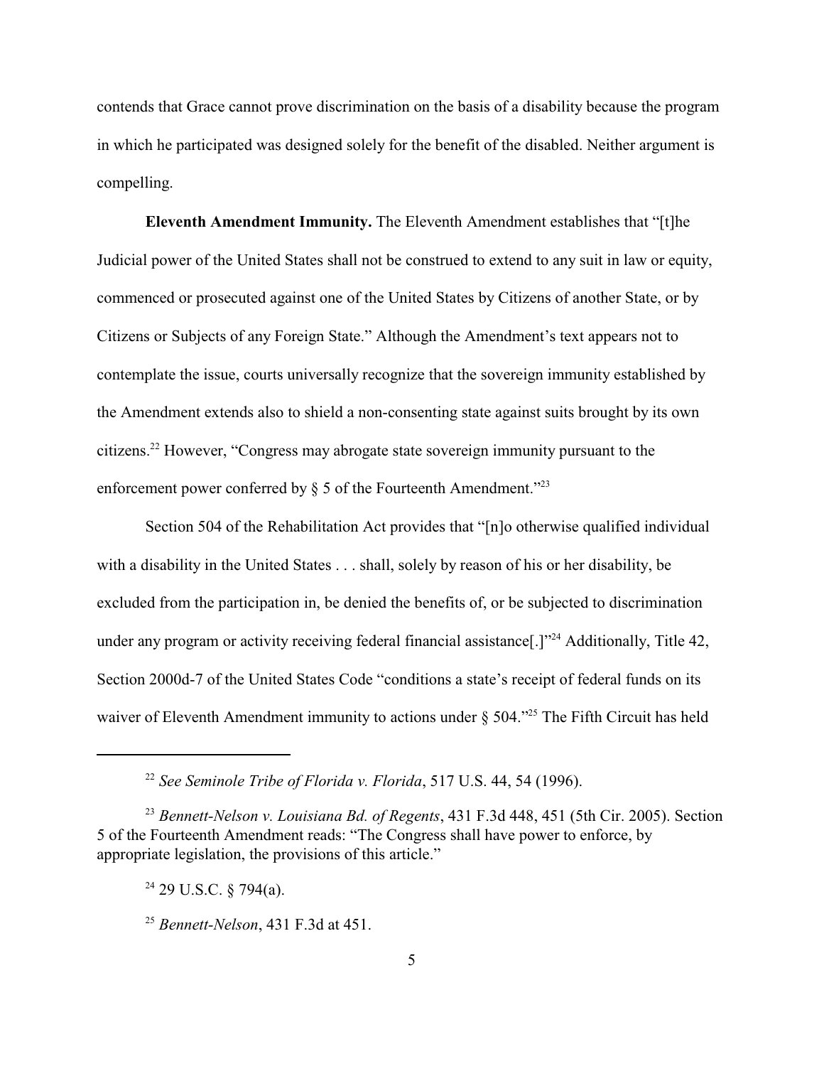contends that Grace cannot prove discrimination on the basis of a disability because the program in which he participated was designed solely for the benefit of the disabled. Neither argument is compelling.

**Eleventh Amendment Immunity.** The Eleventh Amendment establishes that "[t]he Judicial power of the United States shall not be construed to extend to any suit in law or equity, commenced or prosecuted against one of the United States by Citizens of another State, or by Citizens or Subjects of any Foreign State." Although the Amendment's text appears not to contemplate the issue, courts universally recognize that the sovereign immunity established by the Amendment extends also to shield a non-consenting state against suits brought by its own citizens.[22] However, "Congress may abrogate state sovereign immunity pursuant to the enforcement power conferred by § 5 of the Fourteenth Amendment."[23]

Section 504 of the Rehabilitation Act provides that "[n]o otherwise qualified individual with a disability in the United States . . . shall, solely by reason of his or her disability, be excluded from the participation in, be denied the benefits of, or be subjected to discrimination under any program or activity receiving federal financial assistance[.]"[24] Additionally, Title 42, Section 2000d-7 of the United States Code "conditions a state's receipt of federal funds on its waiver of Eleventh Amendment immunity to actions under § 504."[25] The Fifth Circuit has held

---

[22] *See Seminole Tribe of Florida v. Florida*, 517 U.S. 44, 54 (1996).

[23] *Bennett-Nelson v. Louisiana Bd. of Regents*, 431 F.3d 448, 451 (5th Cir. 2005). Section 5 of the Fourteenth Amendment reads: "The Congress shall have power to enforce, by appropriate legislation, the provisions of this article."

[24] 29 U.S.C. § 794(a).

[25] *Bennett-Nelson*, 431 F.3d at 451.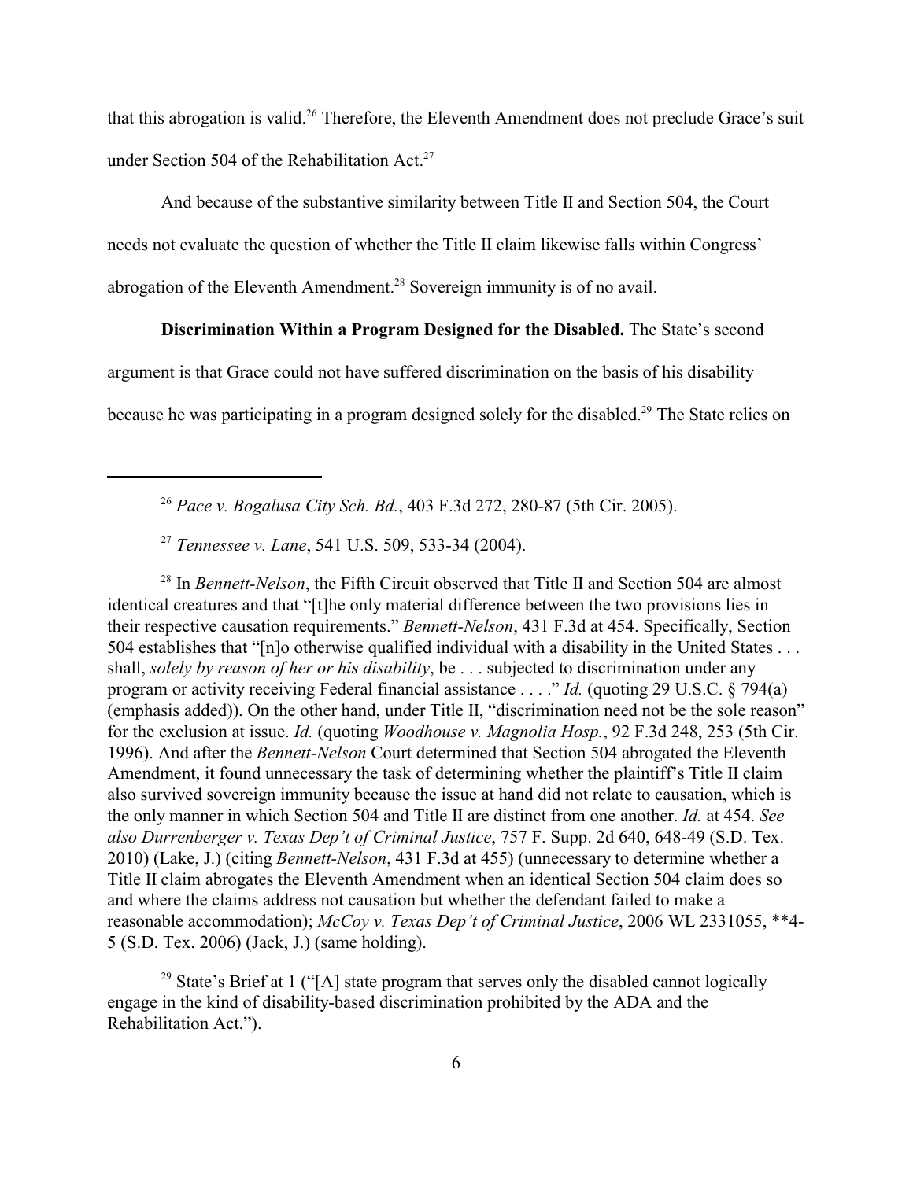that this abrogation is valid.[26] Therefore, the Eleventh Amendment does not preclude Grace's suit under Section 504 of the Rehabilitation Act.[27]

And because of the substantive similarity between Title II and Section 504, the Court needs not evaluate the question of whether the Title II claim likewise falls within Congress' abrogation of the Eleventh Amendment.[28] Sovereign immunity is of no avail.

**Discrimination Within a Program Designed for the Disabled.** The State's second argument is that Grace could not have suffered discrimination on the basis of his disability because he was participating in a program designed solely for the disabled.[29] The State relies on

---

[26] *Pace v. Bogalusa City Sch. Bd.*, 403 F.3d 272, 280-87 (5th Cir. 2005).

[27] *Tennessee v. Lane*, 541 U.S. 509, 533-34 (2004).

[28] In *Bennett-Nelson*, the Fifth Circuit observed that Title II and Section 504 are almost identical creatures and that "[t]he only material difference between the two provisions lies in their respective causation requirements." *Bennett-Nelson*, 431 F.3d at 454. Specifically, Section 504 establishes that "[n]o otherwise qualified individual with a disability in the United States . . . shall, *solely by reason of her or his disability*, be . . . subjected to discrimination under any program or activity receiving Federal financial assistance . . . ." *Id.* (quoting 29 U.S.C. § 794(a) (emphasis added)). On the other hand, under Title II, "discrimination need not be the sole reason" for the exclusion at issue. *Id.* (quoting *Woodhouse v. Magnolia Hosp.*, 92 F.3d 248, 253 (5th Cir. 1996). And after the *Bennett-Nelson* Court determined that Section 504 abrogated the Eleventh Amendment, it found unnecessary the task of determining whether the plaintiff's Title II claim also survived sovereign immunity because the issue at hand did not relate to causation, which is the only manner in which Section 504 and Title II are distinct from one another. *Id.* at 454. *See also Durrenberger v. Texas Dep't of Criminal Justice*, 757 F. Supp. 2d 640, 648-49 (S.D. Tex. 2010) (Lake, J.) (citing *Bennett-Nelson*, 431 F.3d at 455) (unnecessary to determine whether a Title II claim abrogates the Eleventh Amendment when an identical Section 504 claim does so and where the claims address not causation but whether the defendant failed to make a reasonable accommodation); *McCoy v. Texas Dep't of Criminal Justice*, 2006 WL 2331055, **4-5 (S.D. Tex. 2006) (Jack, J.) (same holding).

[29] State's Brief at 1 ("[A] state program that serves only the disabled cannot logically engage in the kind of disability-based discrimination prohibited by the ADA and the Rehabilitation Act.").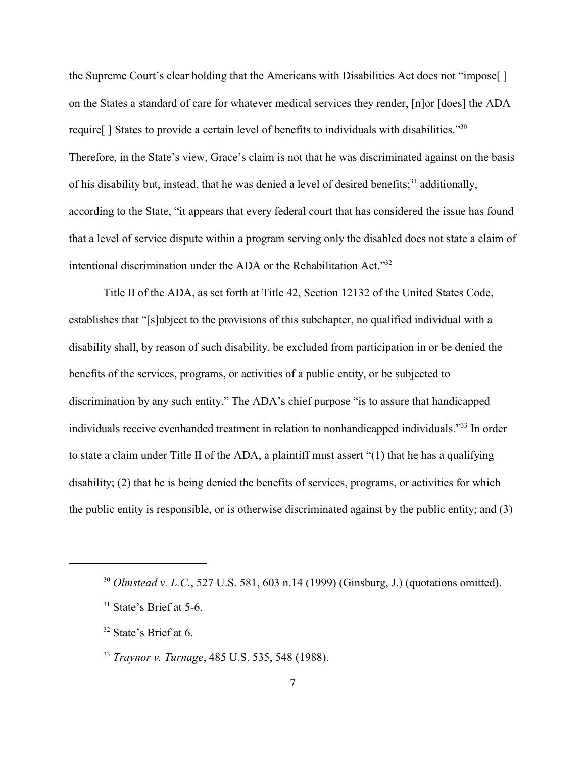the Supreme Court's clear holding that the Americans with Disabilities Act does not "impose[ ] on the States a standard of care for whatever medical services they render, [n]or [does] the ADA require[ ] States to provide a certain level of benefits to individuals with disabilities."[30] Therefore, in the State's view, Grace's claim is not that he was discriminated against on the basis of his disability but, instead, that he was denied a level of desired benefits;[31] additionally, according to the State, "it appears that every federal court that has considered the issue has found that a level of service dispute within a program serving only the disabled does not state a claim of intentional discrimination under the ADA or the Rehabilitation Act."[32]

Title II of the ADA, as set forth at Title 42, Section 12132 of the United States Code, establishes that "[s]ubject to the provisions of this subchapter, no qualified individual with a disability shall, by reason of such disability, be excluded from participation in or be denied the benefits of the services, programs, or activities of a public entity, or be subjected to discrimination by any such entity." The ADA's chief purpose "is to assure that handicapped individuals receive evenhanded treatment in relation to nonhandicapped individuals."[33] In order to state a claim under Title II of the ADA, a plaintiff must assert "(1) that he has a qualifying disability; (2) that he is being denied the benefits of services, programs, or activities for which the public entity is responsible, or is otherwise discriminated against by the public entity; and (3)

---

[30] *Olmstead v. L.C.*, 527 U.S. 581, 603 n.14 (1999) (Ginsburg, J.) (quotations omitted).

[31] State's Brief at 5-6.

[32] State's Brief at 6.

[33] *Traynor v. Turnage*, 485 U.S. 535, 548 (1988).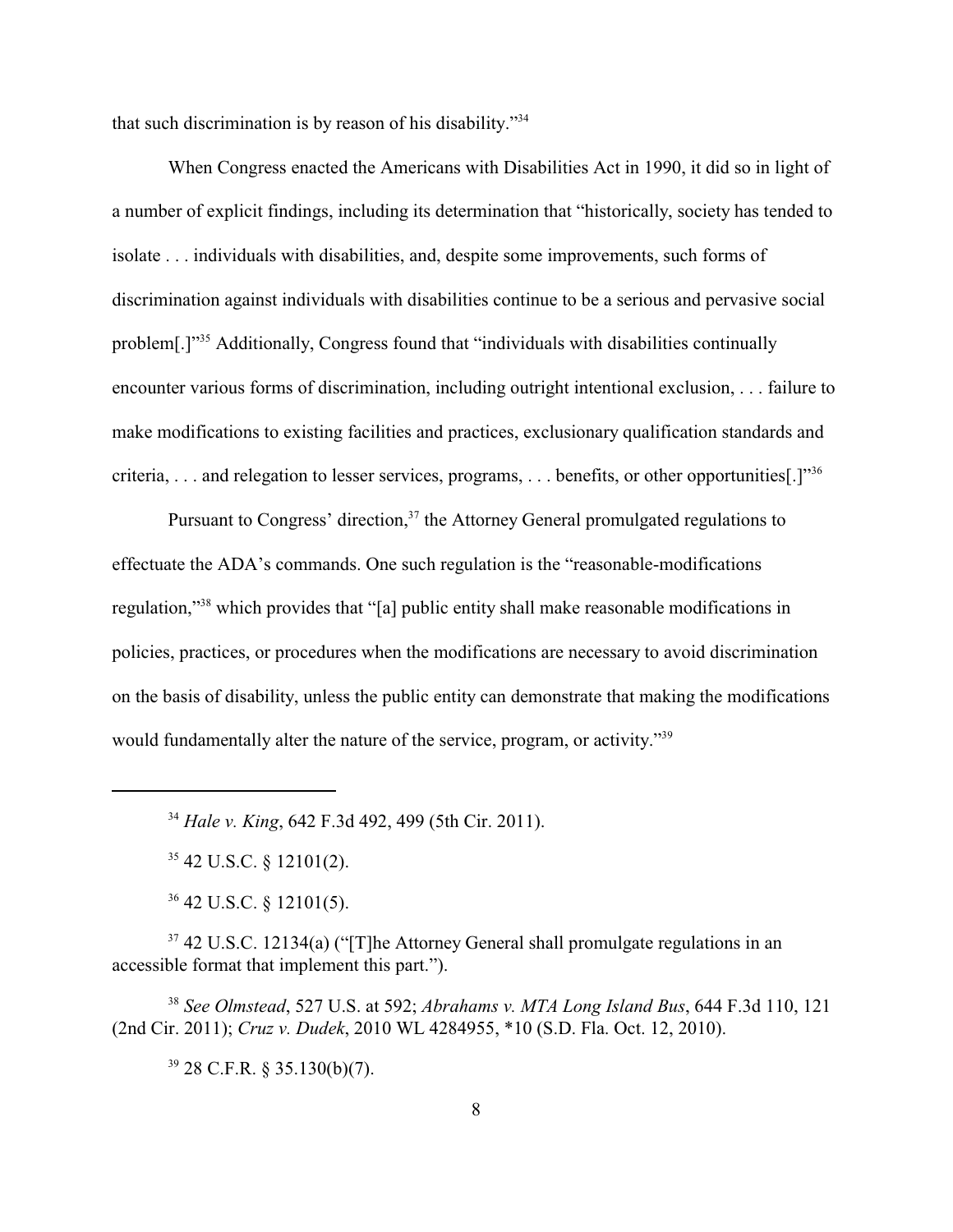that such discrimination is by reason of his disability."[34]

When Congress enacted the Americans with Disabilities Act in 1990, it did so in light of a number of explicit findings, including its determination that "historically, society has tended to isolate . . . individuals with disabilities, and, despite some improvements, such forms of discrimination against individuals with disabilities continue to be a serious and pervasive social problem[.]"[35] Additionally, Congress found that "individuals with disabilities continually encounter various forms of discrimination, including outright intentional exclusion, . . . failure to make modifications to existing facilities and practices, exclusionary qualification standards and criteria, . . . and relegation to lesser services, programs, . . . benefits, or other opportunities[.]"[36]

Pursuant to Congress' direction,[37] the Attorney General promulgated regulations to effectuate the ADA's commands. One such regulation is the "reasonable-modifications regulation,"[38] which provides that "[a] public entity shall make reasonable modifications in policies, practices, or procedures when the modifications are necessary to avoid discrimination on the basis of disability, unless the public entity can demonstrate that making the modifications would fundamentally alter the nature of the service, program, or activity."[39]

---

[34] *Hale v. King*, 642 F.3d 492, 499 (5th Cir. 2011).

[35] 42 U.S.C. § 12101(2).

[36] 42 U.S.C. § 12101(5).

[37] 42 U.S.C. 12134(a) ("[T]he Attorney General shall promulgate regulations in an accessible format that implement this part.").

[38] *See Olmstead*, 527 U.S. at 592; *Abrahams v. MTA Long Island Bus*, 644 F.3d 110, 121 (2nd Cir. 2011); *Cruz v. Dudek*, 2010 WL 4284955, *10 (S.D. Fla. Oct. 12, 2010).

[39] 28 C.F.R. § 35.130(b)(7).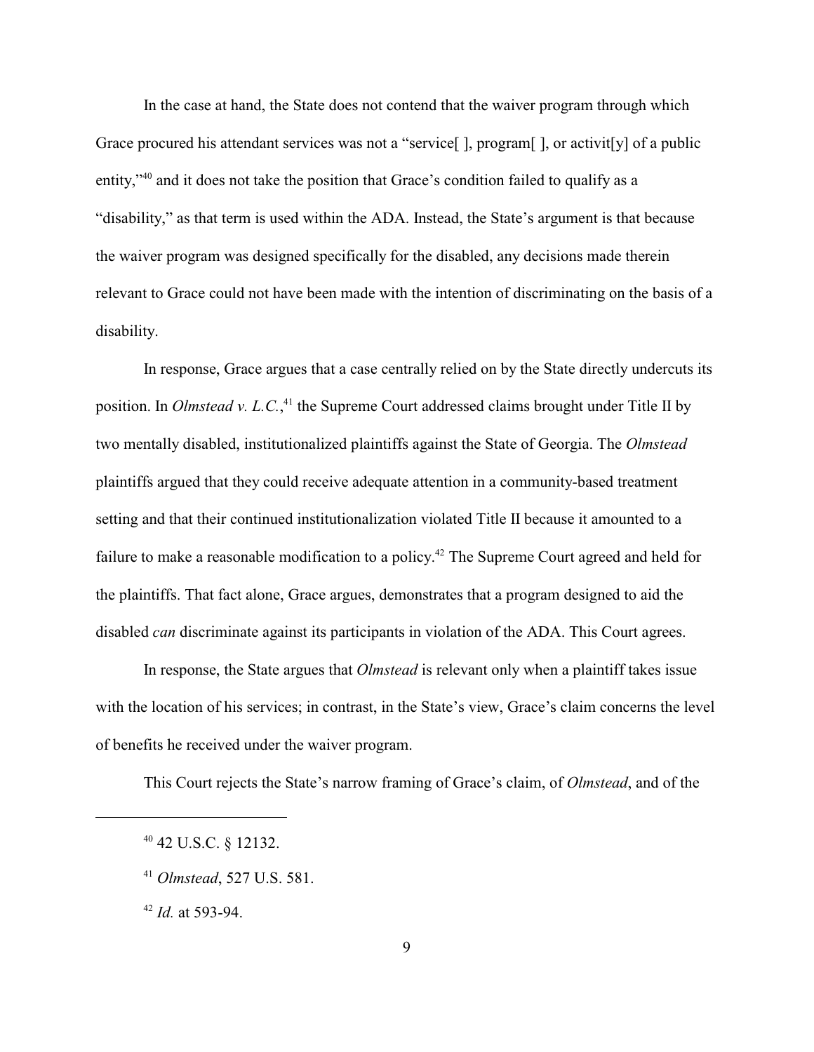In the case at hand, the State does not contend that the waiver program through which Grace procured his attendant services was not a "service[ ], program[ ], or activit[y] of a public entity,"[40] and it does not take the position that Grace's condition failed to qualify as a "disability," as that term is used within the ADA. Instead, the State's argument is that because the waiver program was designed specifically for the disabled, any decisions made therein relevant to Grace could not have been made with the intention of discriminating on the basis of a disability.

In response, Grace argues that a case centrally relied on by the State directly undercuts its position. In *Olmstead v. L.C.*,[41] the Supreme Court addressed claims brought under Title II by two mentally disabled, institutionalized plaintiffs against the State of Georgia. The *Olmstead* plaintiffs argued that they could receive adequate attention in a community-based treatment setting and that their continued institutionalization violated Title II because it amounted to a failure to make a reasonable modification to a policy.[42] The Supreme Court agreed and held for the plaintiffs. That fact alone, Grace argues, demonstrates that a program designed to aid the disabled *can* discriminate against its participants in violation of the ADA. This Court agrees.

In response, the State argues that *Olmstead* is relevant only when a plaintiff takes issue with the location of his services; in contrast, in the State's view, Grace's claim concerns the level of benefits he received under the waiver program.

This Court rejects the State's narrow framing of Grace's claim, of *Olmstead*, and of the

---

[40] 42 U.S.C. § 12132.

[41] *Olmstead*, 527 U.S. 581.

[42] *Id.* at 593-94.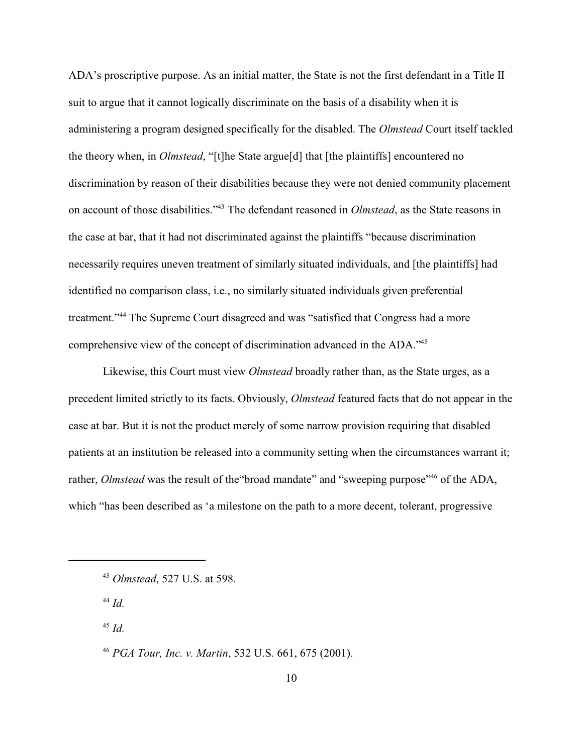ADA's proscriptive purpose. As an initial matter, the State is not the first defendant in a Title II suit to argue that it cannot logically discriminate on the basis of a disability when it is administering a program designed specifically for the disabled. The *Olmstead* Court itself tackled the theory when, in *Olmstead*, "[t]he State argue[d] that [the plaintiffs] encountered no discrimination by reason of their disabilities because they were not denied community placement on account of those disabilities."[43] The defendant reasoned in *Olmstead*, as the State reasons in the case at bar, that it had not discriminated against the plaintiffs "because discrimination necessarily requires uneven treatment of similarly situated individuals, and [the plaintiffs] had identified no comparison class, i.e., no similarly situated individuals given preferential treatment."[44] The Supreme Court disagreed and was "satisfied that Congress had a more comprehensive view of the concept of discrimination advanced in the ADA."[45]

Likewise, this Court must view *Olmstead* broadly rather than, as the State urges, as a precedent limited strictly to its facts. Obviously, *Olmstead* featured facts that do not appear in the case at bar. But it is not the product merely of some narrow provision requiring that disabled patients at an institution be released into a community setting when the circumstances warrant it; rather, *Olmstead* was the result of the"broad mandate" and "sweeping purpose"[46] of the ADA, which "has been described as 'a milestone on the path to a more decent, tolerant, progressive

---

[43] *Olmstead*, 527 U.S. at 598.

[44] *Id.*

[45] *Id.*

[46] *PGA Tour, Inc. v. Martin*, 532 U.S. 661, 675 (2001).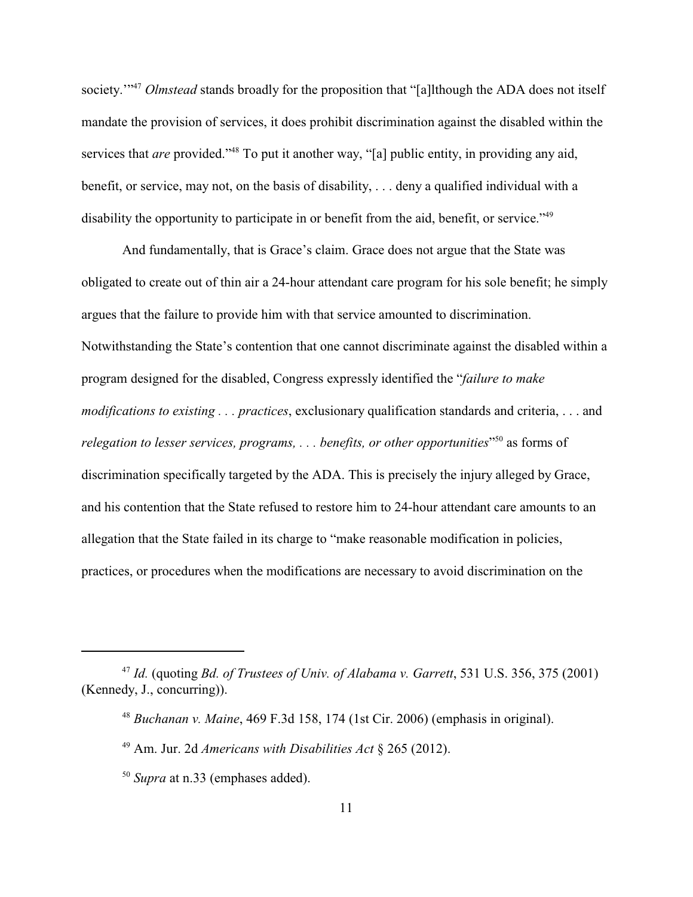society.'"[47] *Olmstead* stands broadly for the proposition that "[a]lthough the ADA does not itself mandate the provision of services, it does prohibit discrimination against the disabled within the services that *are* provided."[48] To put it another way, "[a] public entity, in providing any aid, benefit, or service, may not, on the basis of disability, . . . deny a qualified individual with a disability the opportunity to participate in or benefit from the aid, benefit, or service."[49]

And fundamentally, that is Grace's claim. Grace does not argue that the State was obligated to create out of thin air a 24-hour attendant care program for his sole benefit; he simply argues that the failure to provide him with that service amounted to discrimination. Notwithstanding the State's contention that one cannot discriminate against the disabled within a program designed for the disabled, Congress expressly identified the "*failure to make modifications to existing . . . practices*, exclusionary qualification standards and criteria, . . . and *relegation to lesser services, programs, . . . benefits, or other opportunities*"[50] as forms of discrimination specifically targeted by the ADA. This is precisely the injury alleged by Grace, and his contention that the State refused to restore him to 24-hour attendant care amounts to an allegation that the State failed in its charge to "make reasonable modification in policies, practices, or procedures when the modifications are necessary to avoid discrimination on the

---

[47] *Id.* (quoting *Bd. of Trustees of Univ. of Alabama v. Garrett*, 531 U.S. 356, 375 (2001) (Kennedy, J., concurring)).

[48] *Buchanan v. Maine*, 469 F.3d 158, 174 (1st Cir. 2006) (emphasis in original).

[49] Am. Jur. 2d *Americans with Disabilities Act* § 265 (2012).

[50] *Supra* at n.33 (emphases added).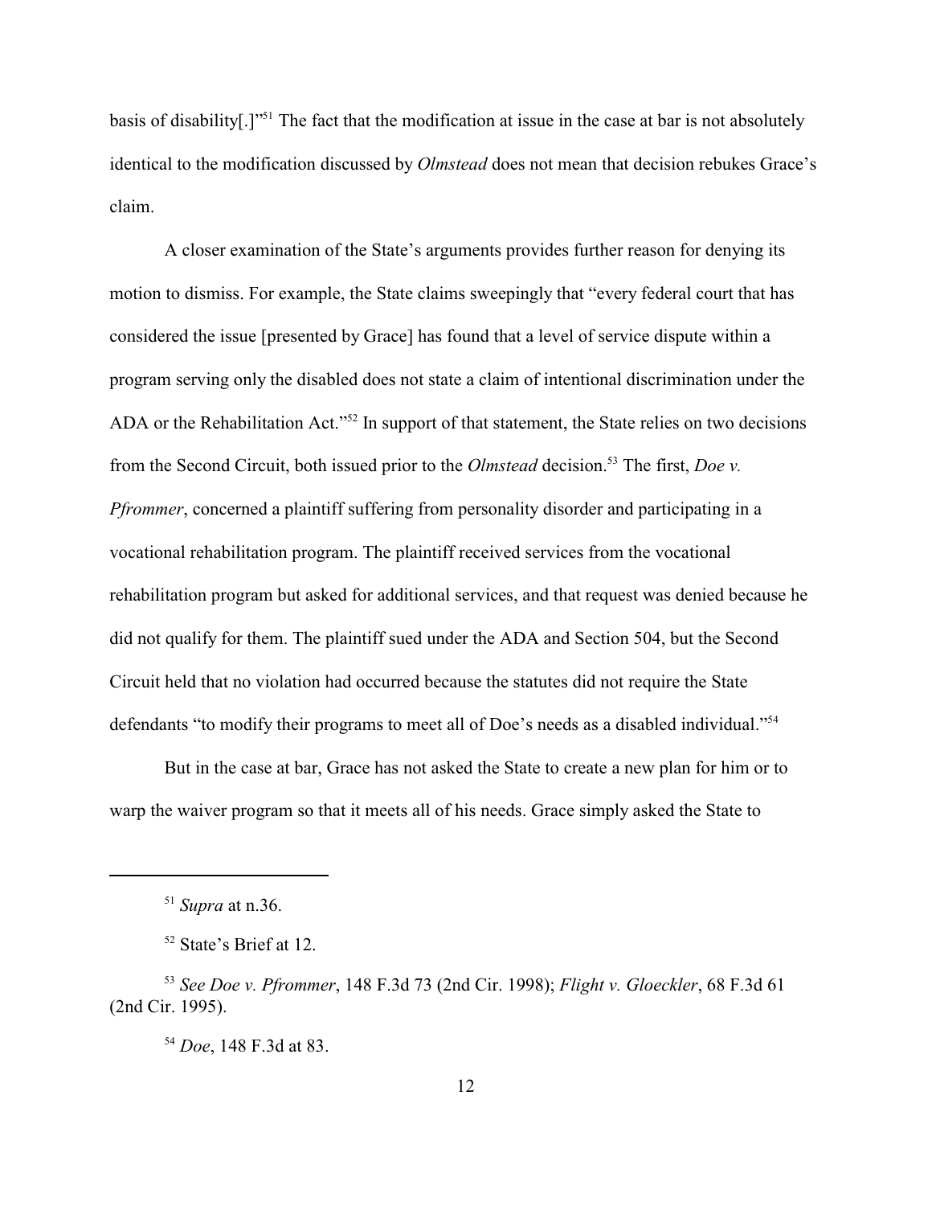basis of disability[.]"[51] The fact that the modification at issue in the case at bar is not absolutely identical to the modification discussed by *Olmstead* does not mean that decision rebukes Grace's claim.

A closer examination of the State's arguments provides further reason for denying its motion to dismiss. For example, the State claims sweepingly that "every federal court that has considered the issue [presented by Grace] has found that a level of service dispute within a program serving only the disabled does not state a claim of intentional discrimination under the ADA or the Rehabilitation Act."[52] In support of that statement, the State relies on two decisions from the Second Circuit, both issued prior to the *Olmstead* decision.[53] The first, *Doe v. Pfrommer*, concerned a plaintiff suffering from personality disorder and participating in a vocational rehabilitation program. The plaintiff received services from the vocational rehabilitation program but asked for additional services, and that request was denied because he did not qualify for them. The plaintiff sued under the ADA and Section 504, but the Second Circuit held that no violation had occurred because the statutes did not require the State defendants "to modify their programs to meet all of Doe's needs as a disabled individual."[54]

But in the case at bar, Grace has not asked the State to create a new plan for him or to warp the waiver program so that it meets all of his needs. Grace simply asked the State to

---

[51] *Supra* at n.36.

[52] State's Brief at 12.

[53] *See Doe v. Pfrommer*, 148 F.3d 73 (2nd Cir. 1998); *Flight v. Gloeckler*, 68 F.3d 61 (2nd Cir. 1995).

[54] *Doe*, 148 F.3d at 83.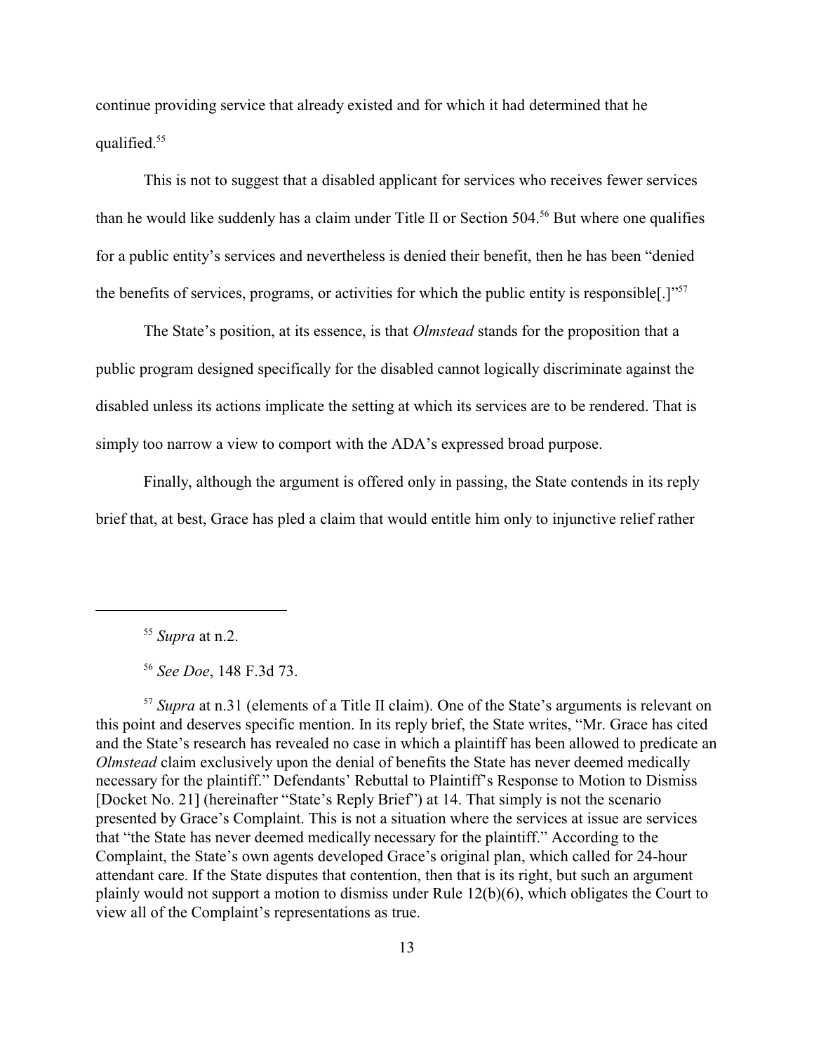continue providing service that already existed and for which it had determined that he qualified.[55]

This is not to suggest that a disabled applicant for services who receives fewer services than he would like suddenly has a claim under Title II or Section 504.[56] But where one qualifies for a public entity's services and nevertheless is denied their benefit, then he has been "denied the benefits of services, programs, or activities for which the public entity is responsible[.]"[57]

The State's position, at its essence, is that *Olmstead* stands for the proposition that a public program designed specifically for the disabled cannot logically discriminate against the disabled unless its actions implicate the setting at which its services are to be rendered. That is simply too narrow a view to comport with the ADA's expressed broad purpose.

Finally, although the argument is offered only in passing, the State contends in its reply brief that, at best, Grace has pled a claim that would entitle him only to injunctive relief rather

---

[55] *Supra* at n.2.

[56] *See Doe*, 148 F.3d 73.

[57] *Supra* at n.31 (elements of a Title II claim). One of the State's arguments is relevant on this point and deserves specific mention. In its reply brief, the State writes, "Mr. Grace has cited and the State's research has revealed no case in which a plaintiff has been allowed to predicate an *Olmstead* claim exclusively upon the denial of benefits the State has never deemed medically necessary for the plaintiff." Defendants' Rebuttal to Plaintiff's Response to Motion to Dismiss [Docket No. 21] (hereinafter "State's Reply Brief") at 14. That simply is not the scenario presented by Grace's Complaint. This is not a situation where the services at issue are services that "the State has never deemed medically necessary for the plaintiff." According to the Complaint, the State's own agents developed Grace's original plan, which called for 24-hour attendant care. If the State disputes that contention, then that is its right, but such an argument plainly would not support a motion to dismiss under Rule 12(b)(6), which obligates the Court to view all of the Complaint's representations as true.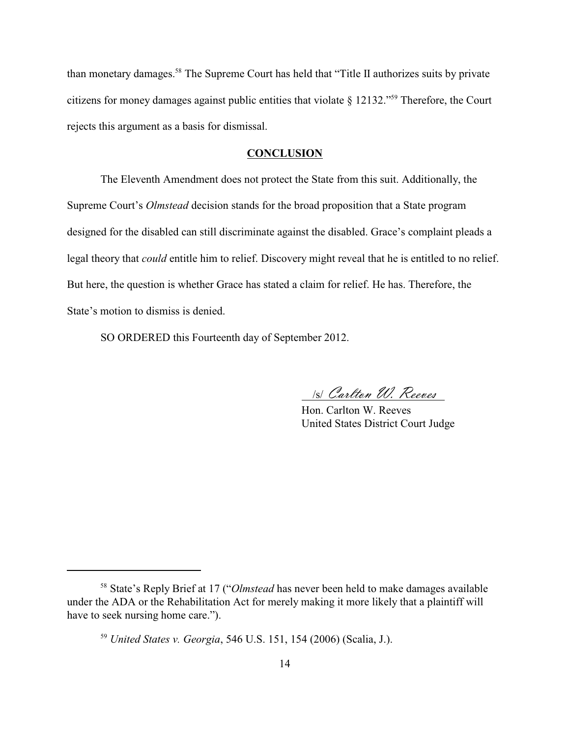than monetary damages.[58] The Supreme Court has held that "Title II authorizes suits by private citizens for money damages against public entities that violate § 12132."[59] Therefore, the Court rejects this argument as a basis for dismissal.

## **CONCLUSION**

The Eleventh Amendment does not protect the State from this suit. Additionally, the Supreme Court's *Olmstead* decision stands for the broad proposition that a State program designed for the disabled can still discriminate against the disabled. Grace's complaint pleads a legal theory that *could* entitle him to relief. Discovery might reveal that he is entitled to no relief. But here, the question is whether Grace has stated a claim for relief. He has. Therefore, the State's motion to dismiss is denied.

SO ORDERED this Fourteenth day of September 2012.

/s/ *Carlton W. Reeves*

Hon. Carlton W. Reeves
United States District Court Judge

---

[58] State's Reply Brief at 17 ("*Olmstead* has never been held to make damages available under the ADA or the Rehabilitation Act for merely making it more likely that a plaintiff will have to seek nursing home care.").

[59] *United States v. Georgia*, 546 U.S. 151, 154 (2006) (Scalia, J.).